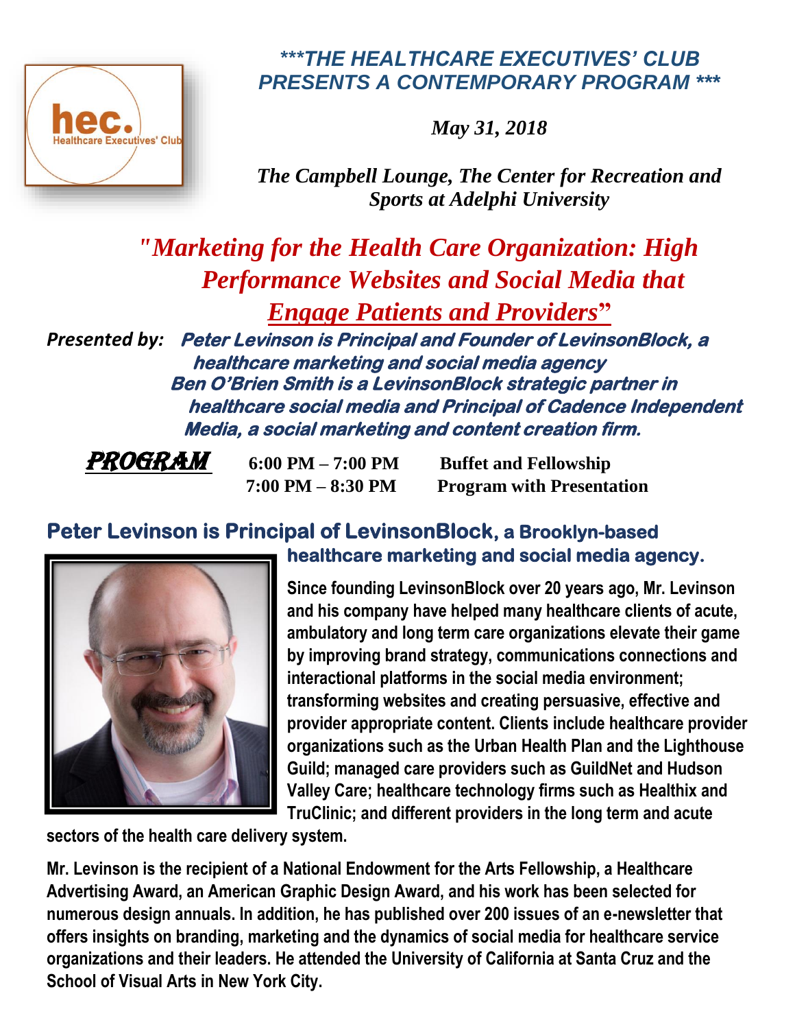### ***THE HEALTHCARE EXECUTIVES' CLUB PRESENTS A CONTEMPORARY PROGRAM ***

*May 31, 2018*

*The Campbell Lounge, The Center for Recreation and Sports at Adelphi University*

# *"Marketing for the Health Care Organization: High Performance Websites and Social Media that Engage Patients and Providers"*

***Presented by:*** ***Peter Levinson is Principal and Founder of LevinsonBlock, a healthcare marketing and social media agency***
***Ben O'Brien Smith is a LevinsonBlock strategic partner in healthcare social media and Principal of Cadence Independent Media, a social marketing and content creation firm.***

**PROGRAM**

| | |
|---|---|
| **6:00 PM – 7:00 PM** | **Buffet and Fellowship** |
| **7:00 PM – 8:30 PM** | **Program with Presentation** |

## Peter Levinson is Principal of LevinsonBlock, a Brooklyn-based healthcare marketing and social media agency.

**Since founding LevinsonBlock over 20 years ago, Mr. Levinson and his company have helped many healthcare clients of acute, ambulatory and long term care organizations elevate their game by improving brand strategy, communications connections and interactional platforms in the social media environment; transforming websites and creating persuasive, effective and provider appropriate content. Clients include healthcare provider organizations such as the Urban Health Plan and the Lighthouse Guild; managed care providers such as GuildNet and Hudson Valley Care; healthcare technology firms such as Healthix and TruClinic; and different providers in the long term and acute sectors of the health care delivery system.**

**Mr. Levinson is the recipient of a National Endowment for the Arts Fellowship, a Healthcare Advertising Award, an American Graphic Design Award, and his work has been selected for numerous design annuals. In addition, he has published over 200 issues of an e-newsletter that offers insights on branding, marketing and the dynamics of social media for healthcare service organizations and their leaders. He attended the University of California at Santa Cruz and the School of Visual Arts in New York City.**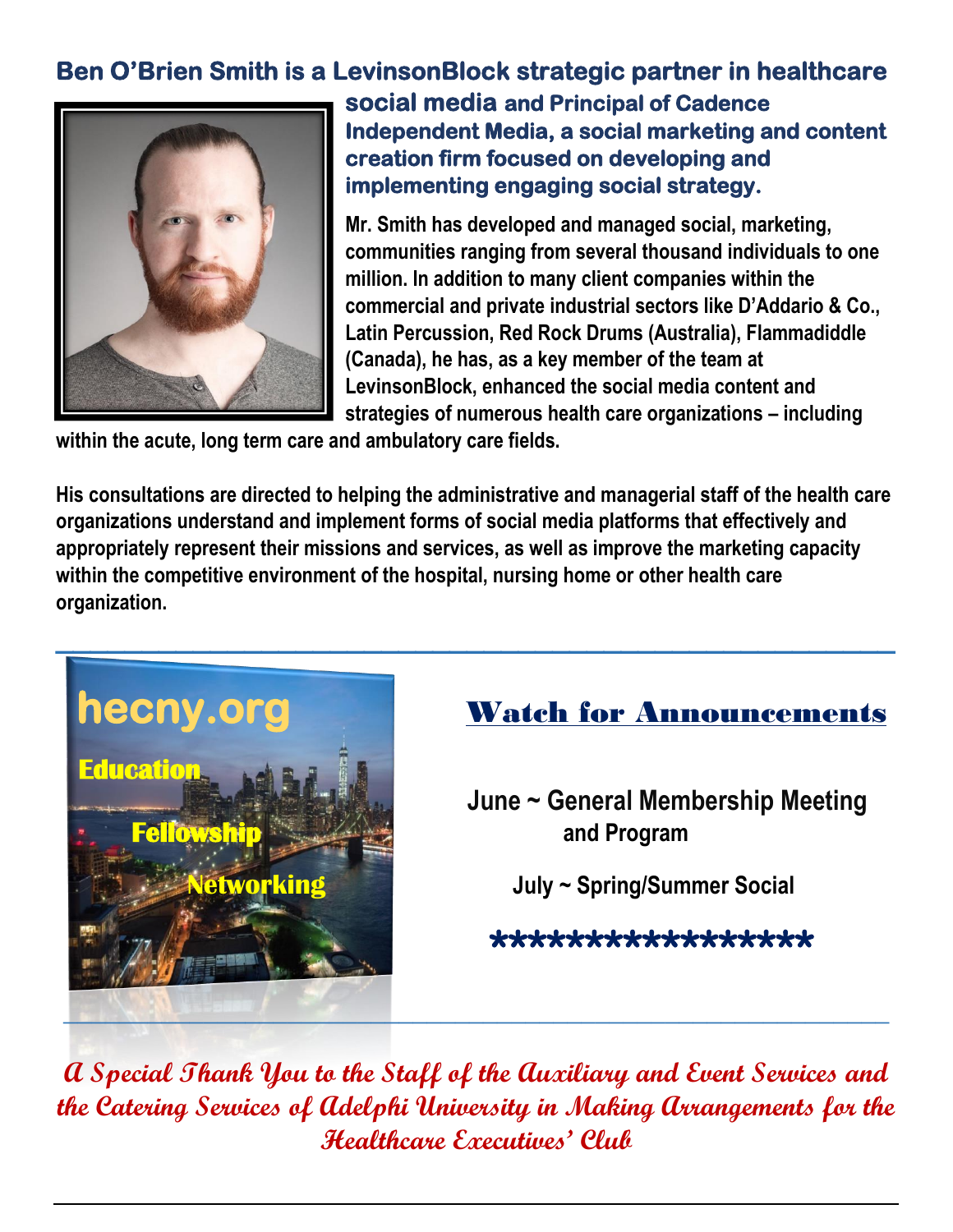**Ben O'Brien Smith is a LevinsonBlock strategic partner in healthcare social media and Principal of Cadence Independent Media, a social marketing and content creation firm focused on developing and implementing engaging social strategy.**

**Mr. Smith has developed and managed social, marketing, communities ranging from several thousand individuals to one million. In addition to many client companies within the commercial and private industrial sectors like D'Addario & Co., Latin Percussion, Red Rock Drums (Australia), Flammadiddle (Canada), he has, as a key member of the team at LevinsonBlock, enhanced the social media content and strategies of numerous health care organizations – including within the acute, long term care and ambulatory care fields.**

**His consultations are directed to helping the administrative and managerial staff of the health care organizations understand and implement forms of social media platforms that effectively and appropriately represent their missions and services, as well as improve the marketing capacity within the competitive environment of the hospital, nursing home or other health care organization.**

---

hecny.org

Education

Fellowship

Networking

## Watch for Announcements

**June ~ General Membership Meeting and Program**

**July ~ Spring/Summer Social**

*****************

---

***A Special Thank You to the Staff of the Auxiliary and Event Services and the Catering Services of Adelphi University in Making Arrangements for the Healthcare Executives' Club***